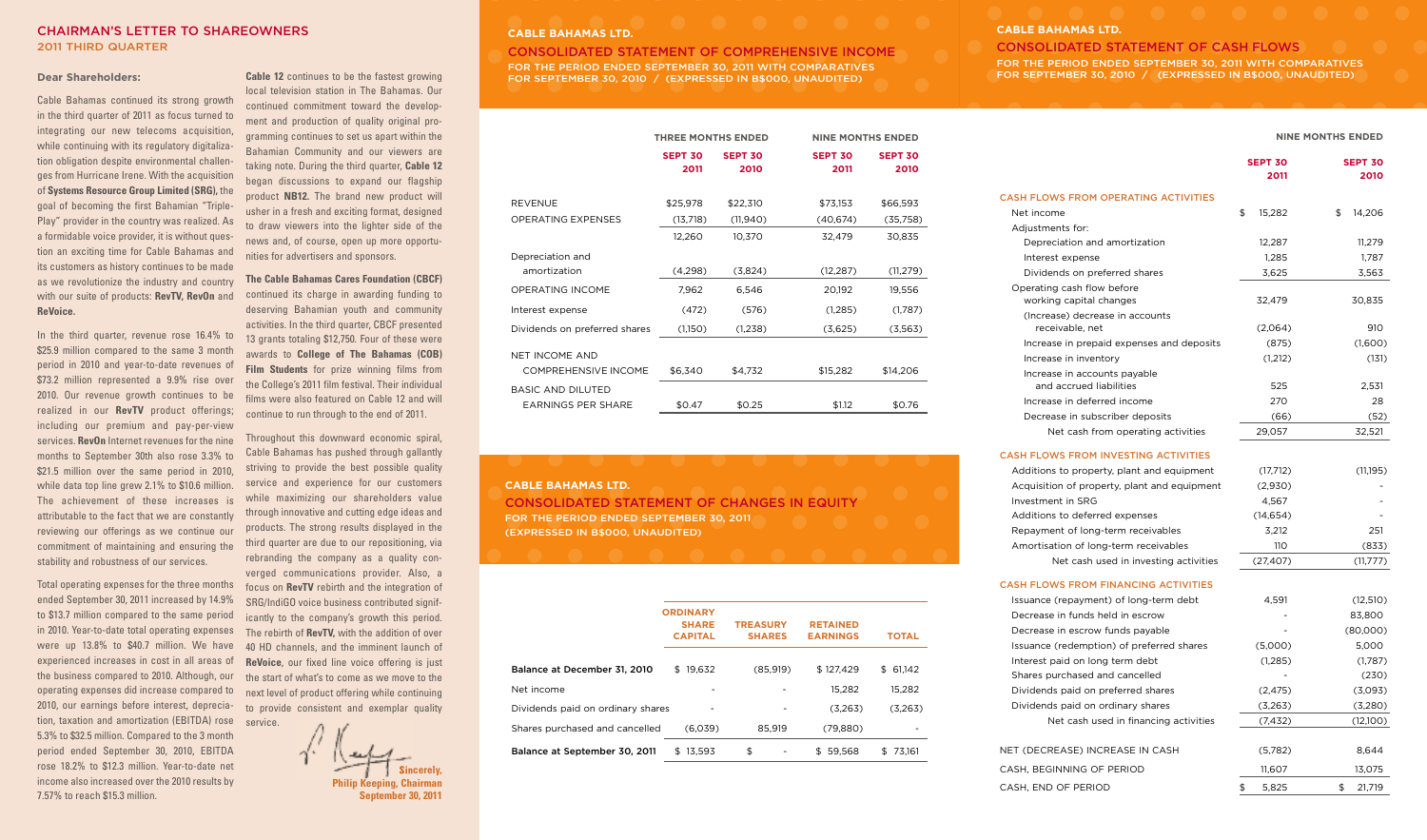## CHAIRMAN'S LETTER TO SHAREOWNERS

### 2011 THIRD QUARTER

**Dear Shareholders:**

Cable Bahamas continued its strong growth in the third quarter of 2011 as focus turned to integrating our new telecoms acquisition, while continuing with its regulatory digitalization obligation despite environmental challenges from Hurricane Irene. With the acquisition of **Systems Resource Group Limited (SRG),** the goal of becoming the first Bahamian "Triple-Play" provider in the country was realized. As a formidable voice provider, it is without question an exciting time for Cable Bahamas and its customers as history continues to be made as we revolutionize the industry and country with our suite of products: **RevTV, RevOn** and **ReVoice.**

In the third quarter, revenue rose 16.4% to $25.9 million compared to the same 3 month period in 2010 and year-to-date revenues of $73.2 million represented a 9.9% rise over 2010. Our revenue growth continues to be realized in our **RevTV** product offerings; including our premium and pay-per-view services. **RevOn** Internet revenues for the nine months to September 30th also rose 3.3% to $21.5 million over the same period in 2010, while data top line grew 2.1% to $10.6 million. The achievement of these increases is attributable to the fact that we are constantly reviewing our offerings as we continue our commitment of maintaining and ensuring the stability and robustness of our services.

Total operating expenses for the three months ended September 30, 2011 increased by 14.9% to $13.7 million compared to the same period in 2010. Year-to-date total operating expenses were up 13.8% to $40.7 million. We have experienced increases in cost in all areas of the business compared to 2010. Although, our operating expenses did increase compared to 2010, our earnings before interest, depreciation, taxation and amortization (EBITDA) rose 5.3% to $32.5 million. Compared to the 3 month period ended September 30, 2010, EBITDA rose 18.2% to $12.3 million. Year-to-date net income also increased over the 2010 results by 7.57% to reach $15.3 million.

**Cable 12** continues to be the fastest growing local television station in The Bahamas. Our continued commitment toward the development and production of quality original programming continues to set us apart within the Bahamian Community and our viewers are taking note. During the third quarter, **Cable 12** began discussions to expand our flagship product **NB12.** The brand new product will usher in a fresh and exciting format, designed to draw viewers into the lighter side of the news and, of course, open up more opportunities for advertisers and sponsors.

**The Cable Bahamas Cares Foundation (CBCF)** continued its charge in awarding funding to deserving Bahamian youth and community activities. In the third quarter, CBCF presented 13 grants totaling $12,750. Four of these were awards to **College of The Bahamas (COB) Film Students** for prize winning films from the College's 2011 film festival. Their individual films were also featured on Cable 12 and will continue to run through to the end of 2011.

Throughout this downward economic spiral, Cable Bahamas has pushed through gallantly striving to provide the best possible quality service and experience for our customers while maximizing our shareholders value through innovative and cutting edge ideas and products. The strong results displayed in the third quarter are due to our repositioning, via rebranding the company as a quality converged communications provider. Also, a focus on **RevTV** rebirth and the integration of SRG/IndiGO voice business contributed significantly to the company's growth this period. The rebirth of **RevTV,** with the addition of over 40 HD channels, and the imminent launch of **ReVoice**, our fixed line voice offering is just the start of what's to come as we move to the next level of product offering while continuing to provide consistent and exemplar quality service.

**Sincerely,**
**Philip Keeping, Chairman**
**September 30, 2011**

## CABLE BAHAMAS LTD.

### CONSOLIDATED STATEMENT OF COMPREHENSIVE INCOME

FOR THE PERIOD ENDED SEPTEMBER 30, 2011 WITH COMPARATIVES FOR SEPTEMBER 30, 2010 / (EXPRESSED IN B$000, UNAUDITED)

| | THREE MONTHS ENDED | | NINE MONTHS ENDED | |
|---|---|---|---|---|
| | SEPT 30 2011 | SEPT 30 2010 | SEPT 30 2011 | SEPT 30 2010 |
| REVENUE | $25,978 | $22,310 | $73,153 | $66,593 |
| OPERATING EXPENSES | (13,718) | (11,940) | (40,674) | (35,758) |
| | 12,260 | 10,370 | 32,479 | 30,835 |
| Depreciation and amortization | (4,298) | (3,824) | (12,287) | (11,279) |
| OPERATING INCOME | 7,962 | 6,546 | 20,192 | 19,556 |
| Interest expense | (472) | (576) | (1,285) | (1,787) |
| Dividends on preferred shares | (1,150) | (1,238) | (3,625) | (3,563) |
| NET INCOME AND COMPREHENSIVE INCOME | $6,340 | $4,732 | $15,282 | $14,206 |
| BASIC AND DILUTED EARNINGS PER SHARE | $0.47 | $0.25 | $1.12 | $0.76 |

## CABLE BAHAMAS LTD.

### CONSOLIDATED STATEMENT OF CHANGES IN EQUITY

FOR THE PERIOD ENDED SEPTEMBER 30, 2011
(EXPRESSED IN B$000, UNAUDITED)

| | ORDINARY SHARE CAPITAL | TREASURY SHARES | RETAINED EARNINGS | TOTAL |
|---|---|---|---|---|
| **Balance at December 31, 2010** | $ 19,632 | (85,919) | $ 127,429 | $ 61,142 |
| Net income | - | - | 15,282 | 15,282 |
| Dividends paid on ordinary shares | - | - | (3,263) | (3,263) |
| Shares purchased and cancelled | (6,039) | 85,919 | (79,880) | - |
| **Balance at September 30, 2011** | $ 13,593 | $ - | $ 59,568 | $ 73,161 |

## CABLE BAHAMAS LTD.

### CONSOLIDATED STATEMENT OF CASH FLOWS

FOR THE PERIOD ENDED SEPTEMBER 30, 2011 WITH COMPARATIVES FOR SEPTEMBER 30, 2010 / (EXPRESSED IN B$000, UNAUDITED)

| | NINE MONTHS ENDED | |
|---|---|---|
| | SEPT 30 2011 | SEPT 30 2010 |
| **CASH FLOWS FROM OPERATING ACTIVITIES** | | |
| Net income | $ 15,282 | $ 14,206 |
| Adjustments for: | | |
| Depreciation and amortization | 12,287 | 11,279 |
| Interest expense | 1,285 | 1,787 |
| Dividends on preferred shares | 3,625 | 3,563 |
| Operating cash flow before working capital changes | 32,479 | 30,835 |
| (Increase) decrease in accounts receivable, net | (2,064) | 910 |
| Increase in prepaid expenses and deposits | (875) | (1,600) |
| Increase in inventory | (1,212) | (131) |
| Increase in accounts payable and accrued liabilities | 525 | 2,531 |
| Increase in deferred income | 270 | 28 |
| Decrease in subscriber deposits | (66) | (52) |
| Net cash from operating activities | 29,057 | 32,521 |
| **CASH FLOWS FROM INVESTING ACTIVITIES** | | |
| Additions to property, plant and equipment | (17,712) | (11,195) |
| Acquisition of property, plant and equipment | (2,930) | - |
| Investment in SRG | 4,567 | - |
| Additions to deferred expenses | (14,654) | - |
| Repayment of long-term receivables | 3,212 | 251 |
| Amortisation of long-term receivables | 110 | (833) |
| Net cash used in investing activities | (27,407) | (11,777) |
| **CASH FLOWS FROM FINANCING ACTIVITIES** | | |
| Issuance (repayment) of long-term debt | 4,591 | (12,510) |
| Decrease in funds held in escrow | - | 83,800 |
| Decrease in escrow funds payable | - | (80,000) |
| Issuance (redemption) of preferred shares | (5,000) | 5,000 |
| Interest paid on long term debt | (1,285) | (1,787) |
| Shares purchased and cancelled | - | (230) |
| Dividends paid on preferred shares | (2,475) | (3,093) |
| Dividends paid on ordinary shares | (3,263) | (3,280) |
| Net cash used in financing activities | (7,432) | (12,100) |
| NET (DECREASE) INCREASE IN CASH | (5,782) | 8,644 |
| CASH, BEGINNING OF PERIOD | 11,607 | 13,075 |
| CASH, END OF PERIOD | $ 5,825 | $ 21,719 |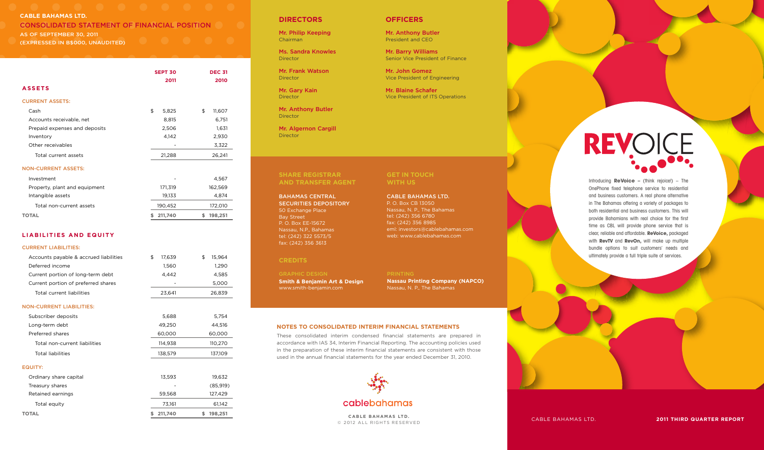**CABLE BAHAMAS LTD.**

## CONSOLIDATED STATEMENT OF FINANCIAL POSITION

AS OF SEPTEMBER 30, 2011
(EXPRESSED IN B$000, UNAUDITED)

| | SEPT 30 2011 | DEC 31 2010 |
|---|---|---|
| **ASSETS** | | |
| CURRENT ASSETS: | | |
| Cash | $ 5,825 | $ 11,607 |
| Accounts receivable, net | 8,815 | 6,751 |
| Prepaid expenses and deposits | 2,506 | 1,631 |
| Inventory | 4,142 | 2,930 |
| Other receivables | - | 3,322 |
| Total current assets | 21,288 | 26,241 |
| NON-CURRENT ASSETS: | | |
| Investment | - | 4,567 |
| Property, plant and equipment | 171,319 | 162,569 |
| Intangible assets | 19,133 | 4,874 |
| Total non-current assets | 190,452 | 172,010 |
| **TOTAL** | **$ 211,740** | **$ 198,251** |
| **LIABILITIES AND EQUITY** | | |
| CURRENT LIABILITIES: | | |
| Accounts payable & accrued liabilities | $ 17,639 | $ 15,964 |
| Deferred income | 1,560 | 1,290 |
| Current portion of long-term debt | 4,442 | 4,585 |
| Current portion of preferred shares | - | 5,000 |
| Total current liabilities | 23,641 | 26,839 |
| NON-CURRENT LIABILITIES: | | |
| Subscriber deposits | 5,688 | 5,754 |
| Long-term debt | 49,250 | 44,516 |
| Preferred shares | 60,000 | 60,000 |
| Total non-current liabilities | 114,938 | 110,270 |
| Total liabilities | 138,579 | 137,109 |
| EQUITY: | | |
| Ordinary share capital | 13,593 | 19,632 |
| Treasury shares | - | (85,919) |
| Retained earnings | 59,568 | 127,429 |
| Total equity | 73,161 | 61,142 |
| **TOTAL** | **$ 211,740** | **$ 198,251** |

## DIRECTORS

Mr. Philip Keeping
Chairman

Ms. Sandra Knowles
Director

Mr. Frank Watson
Director

Mr. Gary Kain
Director

Mr. Anthony Butler
Director

Mr. Algernon Cargill
Director

## OFFICERS

Mr. Anthony Butler
President and CEO

Mr. Barry Williams
Senior Vice President of Finance

Mr. John Gomez
Vice President of Engineering

Mr. Blaine Schafer
Vice President of ITS Operations

## SHARE REGISTRAR AND TRANSFER AGENT

BAHAMAS CENTRAL SECURITIES DEPOSITORY
50 Exchange Place
Bay Street
P. O. Box EE-15672
Nassau, N.P., Bahamas
tel: (242) 322 5573/5
fax: (242) 356 3613

## GET IN TOUCH WITH US

CABLE BAHAMAS LTD.
P. O. Box CB 13050
Nassau, N. P., The Bahamas
tel: (242) 356 6780
fax: (242) 356 8985
eml: investors@cablebahamas.com
web: www.cablebahamas.com

## CREDITS

GRAPHIC DESIGN
**Smith & Benjamin Art & Design**
www.smith-benjamin.com

PRINTING
**Nassau Printing Company (NAPCO)**
Nassau, N. P., The Bahamas

## NOTES TO CONSOLIDATED INTERIM FINANCIAL STATEMENTS

These consolidated interim condensed financial statements are prepared in accordance with IAS 34, Interim Financial Reporting. The accounting policies used in the preparation of these interim financial statements are consistent with those used in the annual financial statements for the year ended December 31, 2010.

cablebahamas

**CABLE BAHAMAS LTD.**
© 2012 ALL RIGHTS RESERVED

# REVOICE

Introducing **ReVoice** – (think rejoice!) – The OnePhone fixed telephone service to residential and business customers. A real phone alternative in The Bahamas offering a variety of packages to both residential and business customers. This will provide Bahamians with real choice for the first time as CBL will provide phone service that is clear, reliable and affordable. **ReVoice,** packaged with **RevTV** and **RevOn,** will make up multiple bundle options to suit customers' needs and ultimately provide a full triple suite of services.

CABLE BAHAMAS LTD. **2011 THIRD QUARTER REPORT**